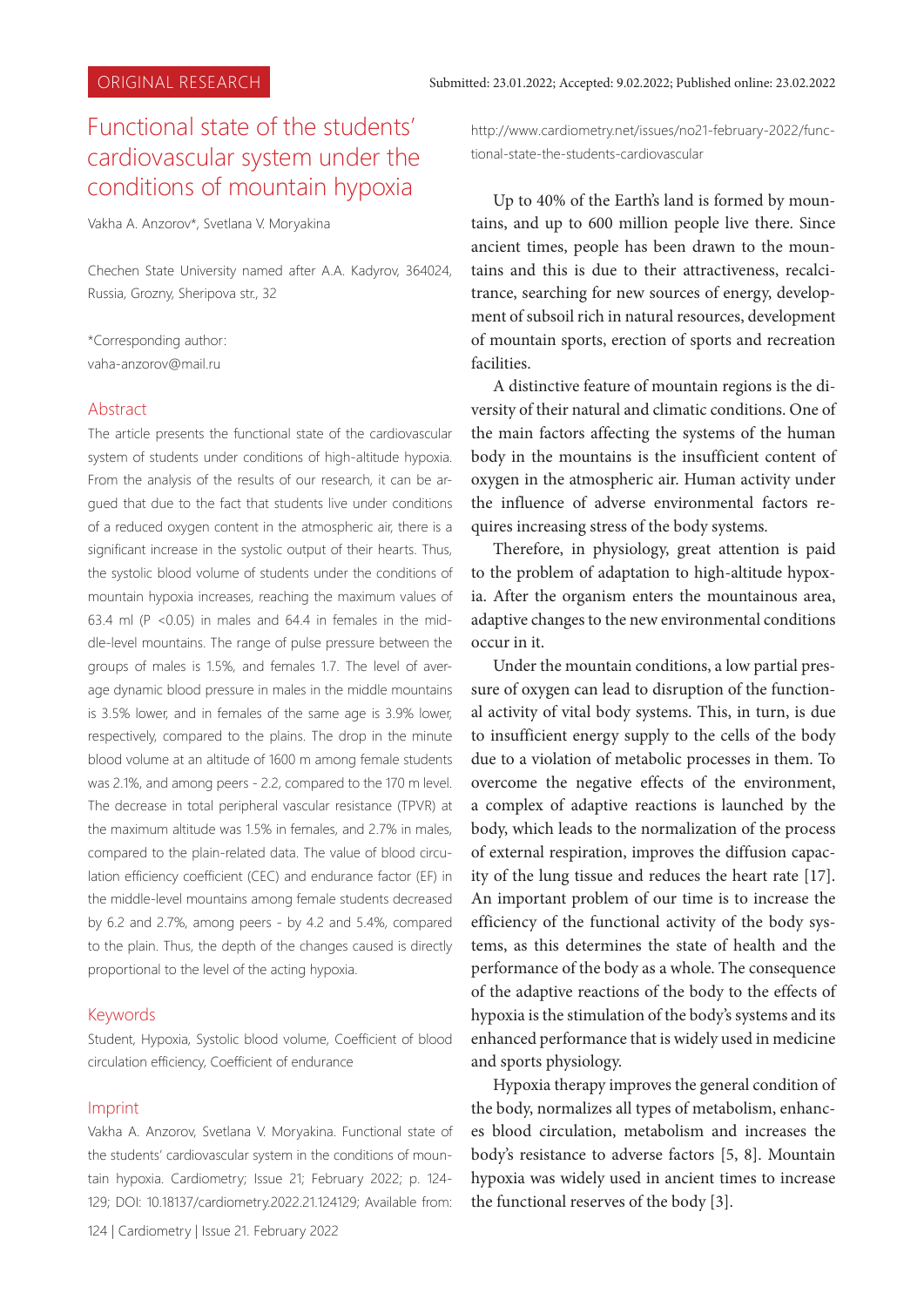ORIGINAL RESEARCH

Submitted: 23.01.2022; Accepted: 9.02.2022; Published online: 23.02.2022

# Functional state of the students' cardiovascular system under the conditions of mountain hypoxia

Vakha A. Anzorov*, Svetlana V. Moryakina

Chechen State University named after A.A. Kadyrov, 364024, Russia, Grozny, Sheripova str., 32

*Corresponding author:
vaha-anzorov@mail.ru

## Abstract

The article presents the functional state of the cardiovascular system of students under conditions of high-altitude hypoxia. From the analysis of the results of our research, it can be argued that due to the fact that students live under conditions of a reduced oxygen content in the atmospheric air, there is a significant increase in the systolic output of their hearts. Thus, the systolic blood volume of students under the conditions of mountain hypoxia increases, reaching the maximum values of 63.4 ml (P <0.05) in males and 64.4 in females in the middle-level mountains. The range of pulse pressure between the groups of males is 1.5%, and females 1.7. The level of average dynamic blood pressure in males in the middle mountains is 3.5% lower, and in females of the same age is 3.9% lower, respectively, compared to the plains. The drop in the minute blood volume at an altitude of 1600 m among female students was 2.1%, and among peers - 2.2, compared to the 170 m level. The decrease in total peripheral vascular resistance (TPVR) at the maximum altitude was 1.5% in females, and 2.7% in males, compared to the plain-related data. The value of blood circulation efficiency coefficient (CEC) and endurance factor (EF) in the middle-level mountains among female students decreased by 6.2 and 2.7%, among peers - by 4.2 and 5.4%, compared to the plain. Thus, the depth of the changes caused is directly proportional to the level of the acting hypoxia.

## Keywords

Student, Hypoxia, Systolic blood volume, Coefficient of blood circulation efficiency, Coefficient of endurance

## Imprint

Vakha A. Anzorov, Svetlana V. Moryakina. Functional state of the students' cardiovascular system in the conditions of mountain hypoxia. Cardiometry; Issue 21; February 2022; p. 124-129; DOI: 10.18137/cardiometry.2022.21.124129; Available from: http://www.cardiometry.net/issues/no21-february-2022/functional-state-the-students-cardiovascular

Up to 40% of the Earth's land is formed by mountains, and up to 600 million people live there. Since ancient times, people has been drawn to the mountains and this is due to their attractiveness, recalcitrance, searching for new sources of energy, development of subsoil rich in natural resources, development of mountain sports, erection of sports and recreation facilities.

A distinctive feature of mountain regions is the diversity of their natural and climatic conditions. One of the main factors affecting the systems of the human body in the mountains is the insufficient content of oxygen in the atmospheric air. Human activity under the influence of adverse environmental factors requires increasing stress of the body systems.

Therefore, in physiology, great attention is paid to the problem of adaptation to high-altitude hypoxia. After the organism enters the mountainous area, adaptive changes to the new environmental conditions occur in it.

Under the mountain conditions, a low partial pressure of oxygen can lead to disruption of the functional activity of vital body systems. This, in turn, is due to insufficient energy supply to the cells of the body due to a violation of metabolic processes in them. To overcome the negative effects of the environment, a complex of adaptive reactions is launched by the body, which leads to the normalization of the process of external respiration, improves the diffusion capacity of the lung tissue and reduces the heart rate [17]. An important problem of our time is to increase the efficiency of the functional activity of the body systems, as this determines the state of health and the performance of the body as a whole. The consequence of the adaptive reactions of the body to the effects of hypoxia is the stimulation of the body's systems and its enhanced performance that is widely used in medicine and sports physiology.

Hypoxia therapy improves the general condition of the body, normalizes all types of metabolism, enhances blood circulation, metabolism and increases the body's resistance to adverse factors [5, 8]. Mountain hypoxia was widely used in ancient times to increase the functional reserves of the body [3].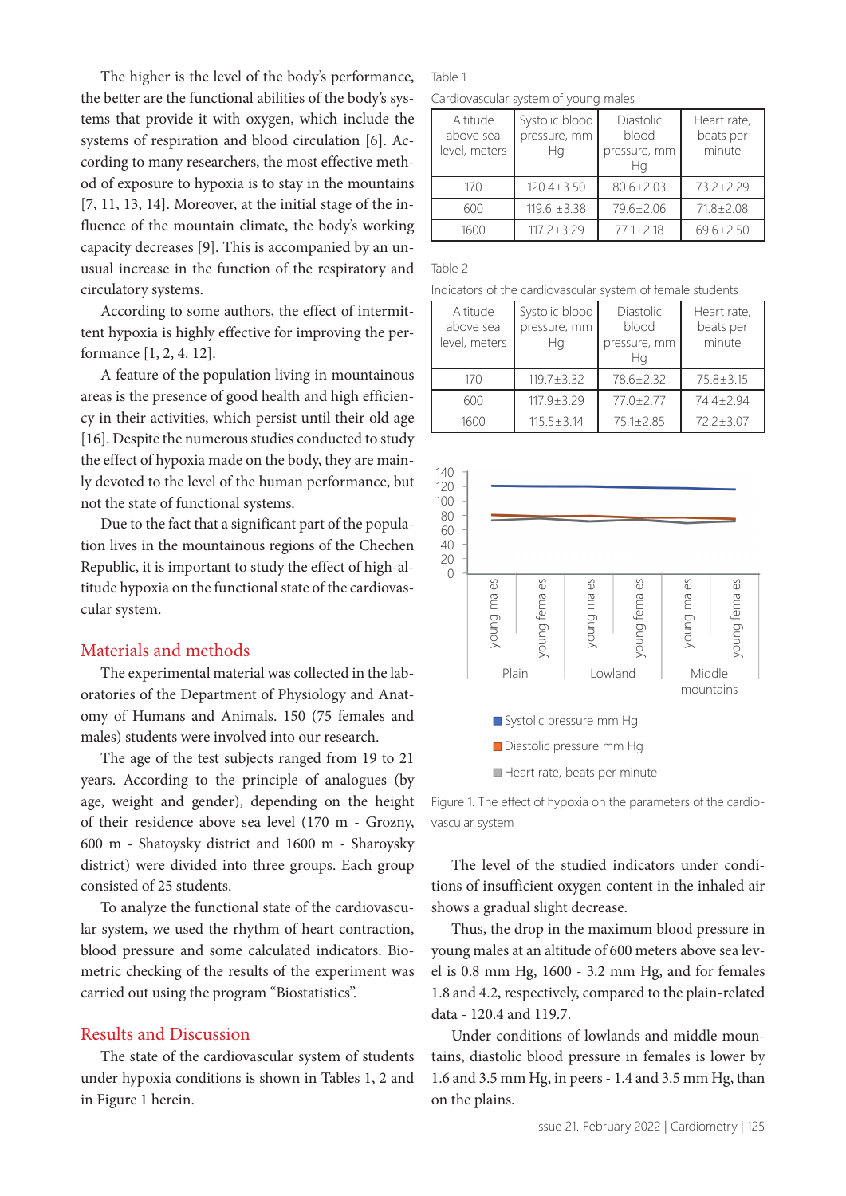The higher is the level of the body's performance, the better are the functional abilities of the body's systems that provide it with oxygen, which include the systems of respiration and blood circulation [6]. According to many researchers, the most effective method of exposure to hypoxia is to stay in the mountains [7, 11, 13, 14]. Moreover, at the initial stage of the influence of the mountain climate, the body's working capacity decreases [9]. This is accompanied by an unusual increase in the function of the respiratory and circulatory systems.

According to some authors, the effect of intermittent hypoxia is highly effective for improving the performance [1, 2, 4. 12].

A feature of the population living in mountainous areas is the presence of good health and high efficiency in their activities, which persist until their old age [16]. Despite the numerous studies conducted to study the effect of hypoxia made on the body, they are mainly devoted to the level of the human performance, but not the state of functional systems.

Due to the fact that a significant part of the population lives in the mountainous regions of the Chechen Republic, it is important to study the effect of high-altitude hypoxia on the functional state of the cardiovascular system.

## Materials and methods

The experimental material was collected in the laboratories of the Department of Physiology and Anatomy of Humans and Animals. 150 (75 females and males) students were involved into our research.

The age of the test subjects ranged from 19 to 21 years. According to the principle of analogues (by age, weight and gender), depending on the height of their residence above sea level (170 m - Grozny, 600 m - Shatoysky district and 1600 m - Sharoysky district) were divided into three groups. Each group consisted of 25 students.

To analyze the functional state of the cardiovascular system, we used the rhythm of heart contraction, blood pressure and some calculated indicators. Biometric checking of the results of the experiment was carried out using the program "Biostatistics".

## Results and Discussion

The state of the cardiovascular system of students under hypoxia conditions is shown in Tables 1, 2 and in Figure 1 herein.

Table 1

Cardiovascular system of young males

| Altitude above sea level, meters | Systolic blood pressure, mm Hg | Diastolic blood pressure, mm Hg | Heart rate, beats per minute |
|---|---|---|---|
| 170 | 120.4±3.50 | 80.6±2.03 | 73.2±2.29 |
| 600 | 119.6 ±3.38 | 79.6±2.06 | 71.8±2.08 |
| 1600 | 117.2±3.29 | 77.1±2.18 | 69.6±2.50 |

Table 2

Indicators of the cardiovascular system of female students

| Altitude above sea level, meters | Systolic blood pressure, mm Hg | Diastolic blood pressure, mm Hg | Heart rate, beats per minute |
|---|---|---|---|
| 170 | 119.7±3.32 | 78.6±2.32 | 75.8±3.15 |
| 600 | 117.9±3.29 | 77.0±2.77 | 74.4±2.94 |
| 1600 | 115.5±3.14 | 75.1±2.85 | 72.2±3.07 |

140
120
100
80
60
40
20
0

young males
young females
young males
young females
young males
young females

Plain
Lowland
Middle mountains

Systolic pressure mm Hg
Diastolic pressure mm Hg
Heart rate, beats per minute

Figure 1. The effect of hypoxia on the parameters of the cardiovascular system

The level of the studied indicators under conditions of insufficient oxygen content in the inhaled air shows a gradual slight decrease.

Thus, the drop in the maximum blood pressure in young males at an altitude of 600 meters above sea level is 0.8 mm Hg, 1600 - 3.2 mm Hg, and for females 1.8 and 4.2, respectively, compared to the plain-related data - 120.4 and 119.7.

Under conditions of lowlands and middle mountains, diastolic blood pressure in females is lower by 1.6 and 3.5 mm Hg, in peers - 1.4 and 3.5 mm Hg, than on the plains.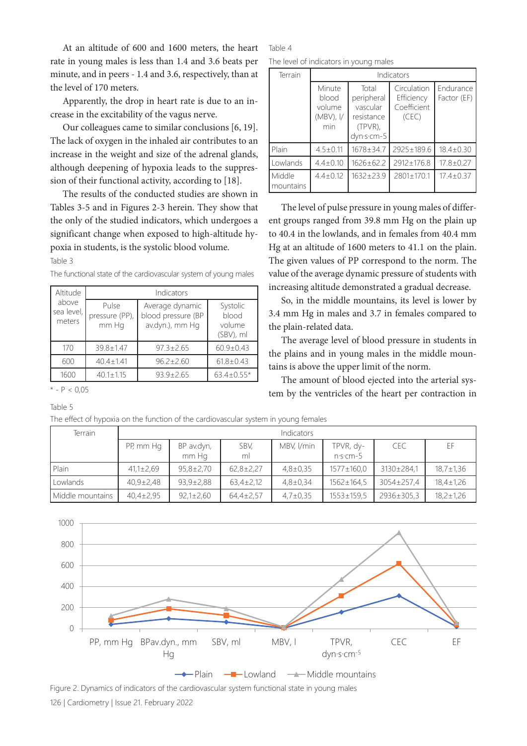At an altitude of 600 and 1600 meters, the heart rate in young males is less than 1.4 and 3.6 beats per minute, and in peers - 1.4 and 3.6, respectively, than at the level of 170 meters.

Apparently, the drop in heart rate is due to an increase in the excitability of the vagus nerve.

Our colleagues came to similar conclusions [6, 19]. The lack of oxygen in the inhaled air contributes to an increase in the weight and size of the adrenal glands, although deepening of hypoxia leads to the suppression of their functional activity, according to [18].

The results of the conducted studies are shown in Tables 3-5 and in Figures 2-3 herein. They show that the only of the studied indicators, which undergoes a significant change when exposed to high-altitude hypoxia in students, is the systolic blood volume.

Table 3

The functional state of the cardiovascular system of young males

| Altitude above sea level, meters | Indicators | | |
|---|---|---|---|
| | Pulse pressure (PP), mm Hg | Average dynamic blood pressure (BP av.dyn.), mm Hg | Systolic blood volume (SBV), ml |
| 170 | 39.8±1.47 | 97.3±2.65 | 60.9±0.43 |
| 600 | 40.4±1.41 | 96.2±2.60 | 61.8±0.43 |
| 1600 | 40.1±1.15 | 93.9±2.65 | 63.4±0.55* |

\* - P < 0,05

Table 4

The level of indicators in young males

| Terrain | Indicators | | | |
|---|---|---|---|---|
| | Minute blood volume (MBV), l/min | Total peripheral vascular resistance (TPVR), dyn·s·cm-5 | Circulation Efficiency Coefficient (CEC) | Endurance Factor (EF) |
| Plain | 4.5±0.11 | 1678±34.7 | 2925±189.6 | 18.4±0.30 |
| Lowlands | 4.4±0.10 | 1626±62.2 | 2912±176.8 | 17.8±0.27 |
| Middle mountains | 4.4±0.12 | 1632±23.9 | 2801±170.1 | 17.4±0.37 |

The level of pulse pressure in young males of different groups ranged from 39.8 mm Hg on the plain up to 40.4 in the lowlands, and in females from 40.4 mm Hg at an altitude of 1600 meters to 41.1 on the plain. The given values of PP correspond to the norm. The value of the average dynamic pressure of students with increasing altitude demonstrated a gradual decrease.

So, in the middle mountains, its level is lower by 3.4 mm Hg in males and 3.7 in females compared to the plain-related data.

The average level of blood pressure in students in the plains and in young males in the middle mountains is above the upper limit of the norm.

The amount of blood ejected into the arterial system by the ventricles of the heart per contraction in

Table 5

The effect of hypoxia on the function of the cardiovascular system in young females

| Terrain | Indicators | | | | | | |
|---|---|---|---|---|---|---|---|
| | PP, mm Hg | BP av.dyn, mm Hg | SBV, ml | MBV, l/min | TPVR, dyn·s·cm-5 | CEC | EF |
| Plain | 41,1±2,69 | 95,8±2,70 | 62,8±2,27 | 4,8±0,35 | 1577±160,0 | 3130±284,1 | 18,7±1,36 |
| Lowlands | 40,9±2,48 | 93,9±2,88 | 63,4±2,12 | 4,8±0,34 | 1562±164,5 | 3054±257,4 | 18,4±1,26 |
| Middle mountains | 40,4±2,95 | 92,1±2,60 | 64,4±2,57 | 4,7±0,35 | 1553±159,5 | 2936±305,3 | 18,2±1,26 |

1000
800
600
400
200
0

PP, mm Hg
BPav.dyn., mm Hg
SBV, ml
MBV, l
TPVR, dyn·s·cm-5
CEC
EF

Plain
Lowland
Middle mountains

Figure 2. Dynamics of indicators of the cardiovascular system functional state in young males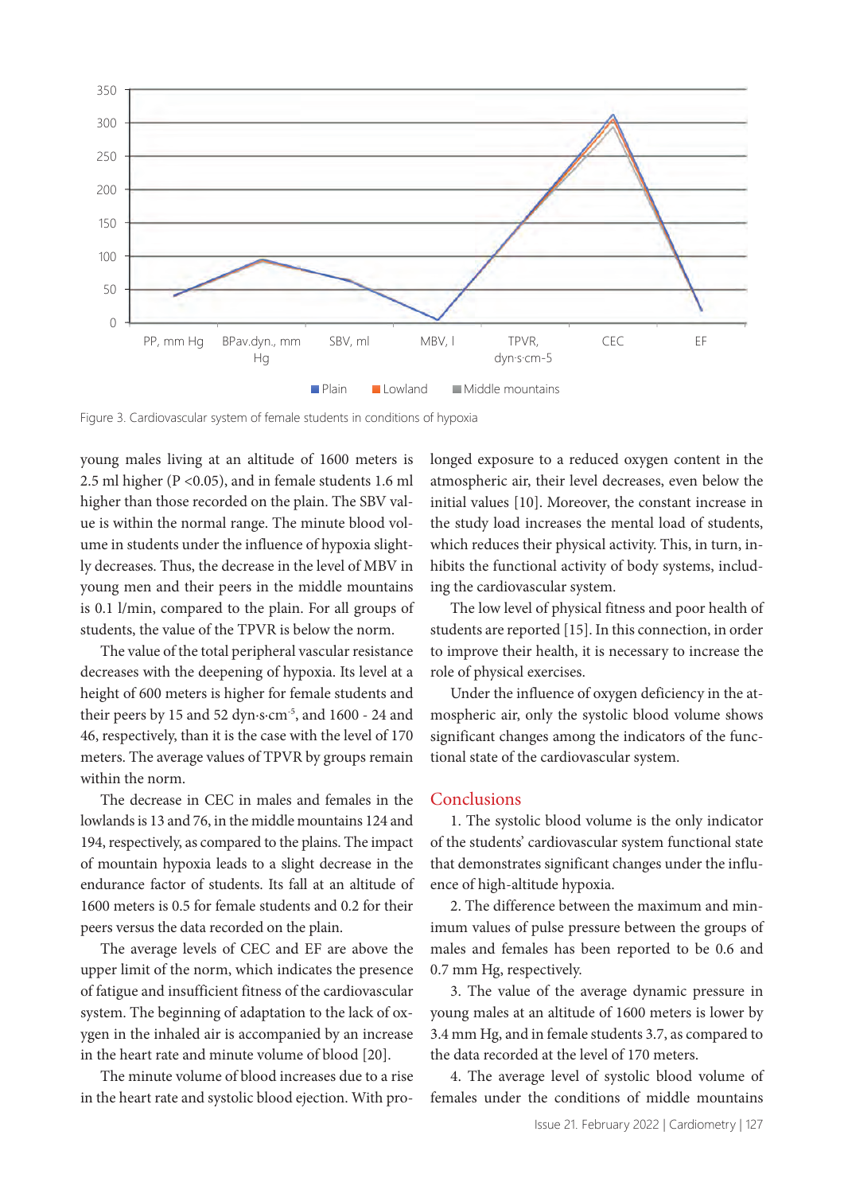350
300
250
200
150
100
50
0

PP, mm Hg
BPav.dyn., mm Hg
SBV, ml
MBV, l
TPVR, dyn·s·cm-5
CEC
EF

Plain
Lowland
Middle mountains

Figure 3. Cardiovascular system of female students in conditions of hypoxia

young males living at an altitude of 1600 meters is 2.5 ml higher ($P < 0.05$), and in female students 1.6 ml higher than those recorded on the plain. The SBV value is within the normal range. The minute blood volume in students under the influence of hypoxia slightly decreases. Thus, the decrease in the level of MBV in young men and their peers in the middle mountains is 0.1 l/min, compared to the plain. For all groups of students, the value of the TPVR is below the norm.

The value of the total peripheral vascular resistance decreases with the deepening of hypoxia. Its level at a height of 600 meters is higher for female students and their peers by 15 and 52 dyn·s·cm$^{-5}$, and 1600 - 24 and 46, respectively, than it is the case with the level of 170 meters. The average values of TPVR by groups remain within the norm.

The decrease in CEC in males and females in the lowlands is 13 and 76, in the middle mountains 124 and 194, respectively, as compared to the plains. The impact of mountain hypoxia leads to a slight decrease in the endurance factor of students. Its fall at an altitude of 1600 meters is 0.5 for female students and 0.2 for their peers versus the data recorded on the plain.

The average levels of CEC and EF are above the upper limit of the norm, which indicates the presence of fatigue and insufficient fitness of the cardiovascular system. The beginning of adaptation to the lack of oxygen in the inhaled air is accompanied by an increase in the heart rate and minute volume of blood [20].

The minute volume of blood increases due to a rise in the heart rate and systolic blood ejection. With prolonged exposure to a reduced oxygen content in the atmospheric air, their level decreases, even below the initial values [10]. Moreover, the constant increase in the study load increases the mental load of students, which reduces their physical activity. This, in turn, inhibits the functional activity of body systems, including the cardiovascular system.

The low level of physical fitness and poor health of students are reported [15]. In this connection, in order to improve their health, it is necessary to increase the role of physical exercises.

Under the influence of oxygen deficiency in the atmospheric air, only the systolic blood volume shows significant changes among the indicators of the functional state of the cardiovascular system.

## Conclusions

1. The systolic blood volume is the only indicator of the students' cardiovascular system functional state that demonstrates significant changes under the influence of high-altitude hypoxia.

2. The difference between the maximum and minimum values of pulse pressure between the groups of males and females has been reported to be 0.6 and 0.7 mm Hg, respectively.

3. The value of the average dynamic pressure in young males at an altitude of 1600 meters is lower by 3.4 mm Hg, and in female students 3.7, as compared to the data recorded at the level of 170 meters.

4. The average level of systolic blood volume of females under the conditions of middle mountains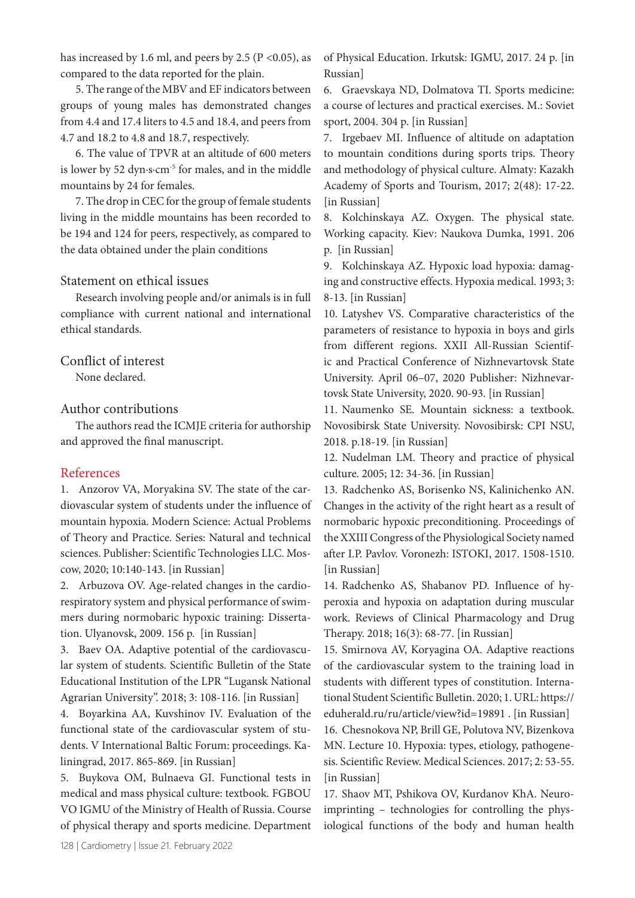has increased by 1.6 ml, and peers by 2.5 ($P < 0.05$), as compared to the data reported for the plain.

5. The range of the MBV and EF indicators between groups of young males has demonstrated changes from 4.4 and 17.4 liters to 4.5 and 18.4, and peers from 4.7 and 18.2 to 4.8 and 18.7, respectively.

6. The value of TPVR at an altitude of 600 meters is lower by 52 dyn·s·cm$^{-5}$ for males, and in the middle mountains by 24 for females.

7. The drop in CEC for the group of female students living in the middle mountains has been recorded to be 194 and 124 for peers, respectively, as compared to the data obtained under the plain conditions

## Statement on ethical issues

Research involving people and/or animals is in full compliance with current national and international ethical standards.

## Conflict of interest

None declared.

## Author contributions

The authors read the ICMJE criteria for authorship and approved the final manuscript.

## References

1. Anzorov VA, Moryakina SV. The state of the cardiovascular system of students under the influence of mountain hypoxia. Modern Science: Actual Problems of Theory and Practice. Series: Natural and technical sciences. Publisher: Scientific Technologies LLC. Moscow, 2020; 10:140-143. [in Russian]
2. Arbuzova OV. Age-related changes in the cardiorespiratory system and physical performance of swimmers during normobaric hypoxic training: Dissertation. Ulyanovsk, 2009. 156 p. [in Russian]
3. Baev OA. Adaptive potential of the cardiovascular system of students. Scientific Bulletin of the State Educational Institution of the LPR "Lugansk National Agrarian University". 2018; 3: 108-116. [in Russian]
4. Boyarkina AA, Kuvshinov IV. Evaluation of the functional state of the cardiovascular system of students. V International Baltic Forum: proceedings. Kaliningrad, 2017. 865-869. [in Russian]
5. Buykova OM, Bulnaeva GI. Functional tests in medical and mass physical culture: textbook. FGBOU VO IGMU of the Ministry of Health of Russia. Course of physical therapy and sports medicine. Department of Physical Education. Irkutsk: IGMU, 2017. 24 p. [in Russian]
6. Graevskaya ND, Dolmatova TI. Sports medicine: a course of lectures and practical exercises. M.: Soviet sport, 2004. 304 p. [in Russian]
7. Irgebaev MI. Influence of altitude on adaptation to mountain conditions during sports trips. Theory and methodology of physical culture. Almaty: Kazakh Academy of Sports and Tourism, 2017; 2(48): 17-22. [in Russian]
8. Kolchinskaya AZ. Oxygen. The physical state. Working capacity. Kiev: Naukova Dumka, 1991. 206 p. [in Russian]
9. Kolchinskaya AZ. Hypoxic load hypoxia: damaging and constructive effects. Hypoxia medical. 1993; 3: 8-13. [in Russian]
10. Latyshev VS. Comparative characteristics of the parameters of resistance to hypoxia in boys and girls from different regions. XXII All-Russian Scientific and Practical Conference of Nizhnevartovsk State University. April 06–07, 2020 Publisher: Nizhnevartovsk State University, 2020. 90-93. [in Russian]
11. Naumenko SE. Mountain sickness: a textbook. Novosibirsk State University. Novosibirsk: CPI NSU, 2018. p.18-19. [in Russian]
12. Nudelman LM. Theory and practice of physical culture. 2005; 12: 34-36. [in Russian]
13. Radchenko AS, Borisenko NS, Kalinichenko AN. Changes in the activity of the right heart as a result of normobaric hypoxic preconditioning. Proceedings of the XXIII Congress of the Physiological Society named after I.P. Pavlov. Voronezh: ISTOKI, 2017. 1508-1510. [in Russian]
14. Radchenko AS, Shabanov PD. Influence of hyperoxia and hypoxia on adaptation during muscular work. Reviews of Clinical Pharmacology and Drug Therapy. 2018; 16(3): 68-77. [in Russian]
15. Smirnova AV, Koryagina OA. Adaptive reactions of the cardiovascular system to the training load in students with different types of constitution. International Student Scientific Bulletin. 2020; 1. URL: https://eduherald.ru/ru/article/view?id=19891 . [in Russian]
16. Chesnokova NP, Brill GE, Polutova NV, Bizenkova MN. Lecture 10. Hypoxia: types, etiology, pathogenesis. Scientific Review. Medical Sciences. 2017; 2: 53-55. [in Russian]
17. Shaov MT, Pshikova OV, Kurdanov KhA. Neuroimprinting – technologies for controlling the physiological functions of the body and human health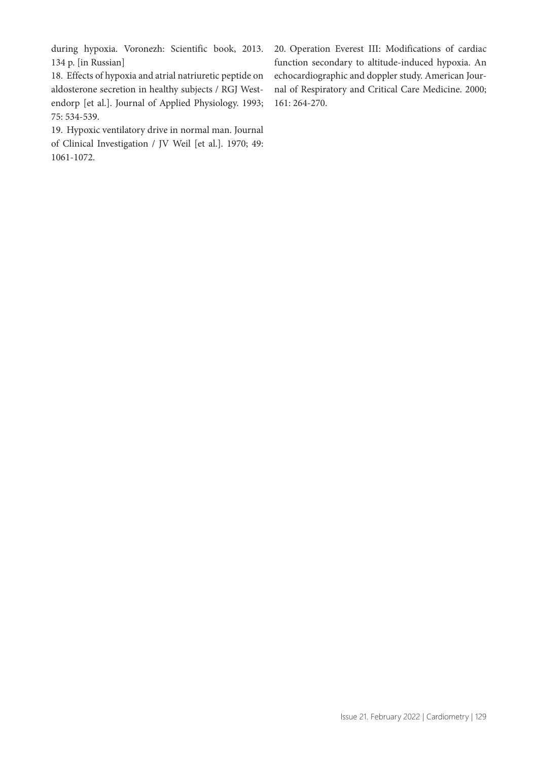during hypoxia. Voronezh: Scientific book, 2013. 134 p. [in Russian]

18. Effects of hypoxia and atrial natriuretic peptide on aldosterone secretion in healthy subjects / RGJ Westendorp [et al.]. Journal of Applied Physiology. 1993; 75: 534-539.

19. Hypoxic ventilatory drive in normal man. Journal of Clinical Investigation / JV Weil [et al.]. 1970; 49: 1061-1072.

20. Operation Everest III: Modifications of cardiac function secondary to altitude-induced hypoxia. An echocardiographic and doppler study. American Journal of Respiratory and Critical Care Medicine. 2000; 161: 264-270.